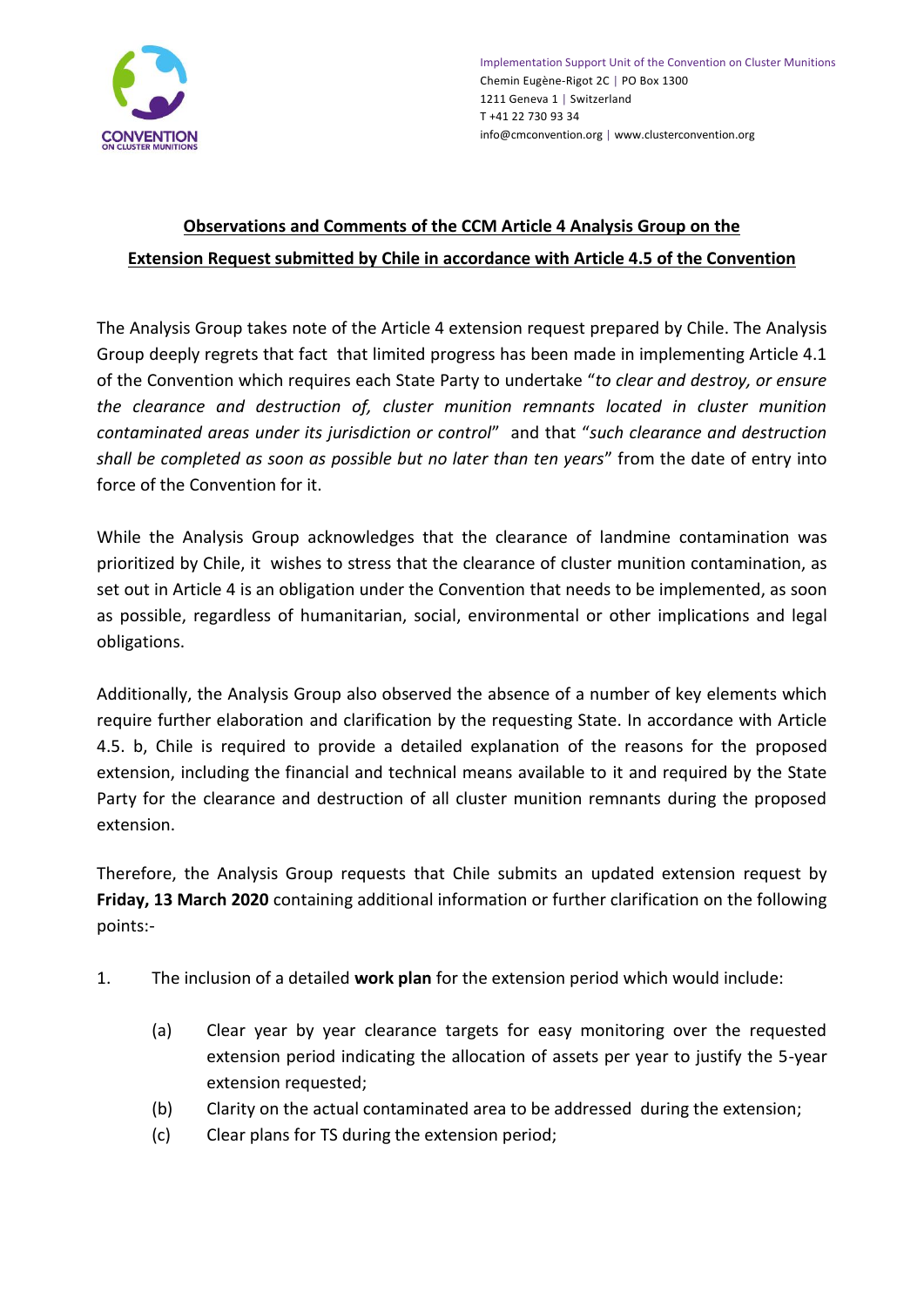Implementation Support Unit of the Convention on Cluster Munitions
Chemin Eugène-Rigot 2C | PO Box 1300
1211 Geneva 1 | Switzerland
T +41 22 730 93 34
info@cmconvention.org | www.clusterconvention.org

**Observations and Comments of the CCM Article 4 Analysis Group on the Extension Request submitted by Chile in accordance with Article 4.5 of the Convention**

The Analysis Group takes note of the Article 4 extension request prepared by Chile. The Analysis Group deeply regrets that fact that limited progress has been made in implementing Article 4.1 of the Convention which requires each State Party to undertake "*to clear and destroy, or ensure the clearance and destruction of, cluster munition remnants located in cluster munition contaminated areas under its jurisdiction or control*" and that "*such clearance and destruction shall be completed as soon as possible but no later than ten years*" from the date of entry into force of the Convention for it.

While the Analysis Group acknowledges that the clearance of landmine contamination was prioritized by Chile, it wishes to stress that the clearance of cluster munition contamination, as set out in Article 4 is an obligation under the Convention that needs to be implemented, as soon as possible, regardless of humanitarian, social, environmental or other implications and legal obligations.

Additionally, the Analysis Group also observed the absence of a number of key elements which require further elaboration and clarification by the requesting State. In accordance with Article 4.5. b, Chile is required to provide a detailed explanation of the reasons for the proposed extension, including the financial and technical means available to it and required by the State Party for the clearance and destruction of all cluster munition remnants during the proposed extension.

Therefore, the Analysis Group requests that Chile submits an updated extension request by **Friday, 13 March 2020** containing additional information or further clarification on the following points:-

1. The inclusion of a detailed **work plan** for the extension period which would include:

    (a) Clear year by year clearance targets for easy monitoring over the requested extension period indicating the allocation of assets per year to justify the 5-year extension requested;
    (b) Clarity on the actual contaminated area to be addressed during the extension;
    (c) Clear plans for TS during the extension period;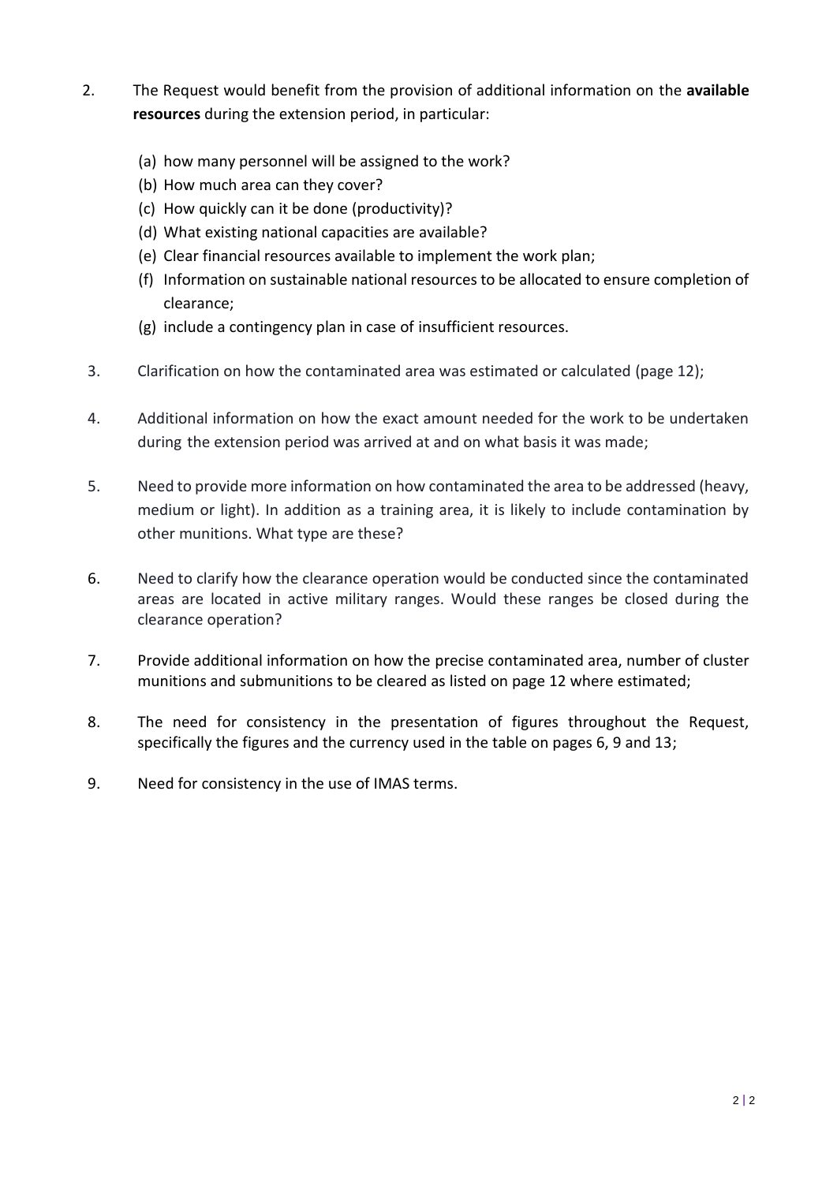2. The Request would benefit from the provision of additional information on the **available resources** during the extension period, in particular:

    (a) how many personnel will be assigned to the work?
    (b) How much area can they cover?
    (c) How quickly can it be done (productivity)?
    (d) What existing national capacities are available?
    (e) Clear financial resources available to implement the work plan;
    (f) Information on sustainable national resources to be allocated to ensure completion of clearance;
    (g) include a contingency plan in case of insufficient resources.

3. Clarification on how the contaminated area was estimated or calculated (page 12);

4. Additional information on how the exact amount needed for the work to be undertaken during the extension period was arrived at and on what basis it was made;

5. Need to provide more information on how contaminated the area to be addressed (heavy, medium or light). In addition as a training area, it is likely to include contamination by other munitions. What type are these?

6. Need to clarify how the clearance operation would be conducted since the contaminated areas are located in active military ranges. Would these ranges be closed during the clearance operation?

7. Provide additional information on how the precise contaminated area, number of cluster munitions and submunitions to be cleared as listed on page 12 where estimated;

8. The need for consistency in the presentation of figures throughout the Request, specifically the figures and the currency used in the table on pages 6, 9 and 13;

9. Need for consistency in the use of IMAS terms.